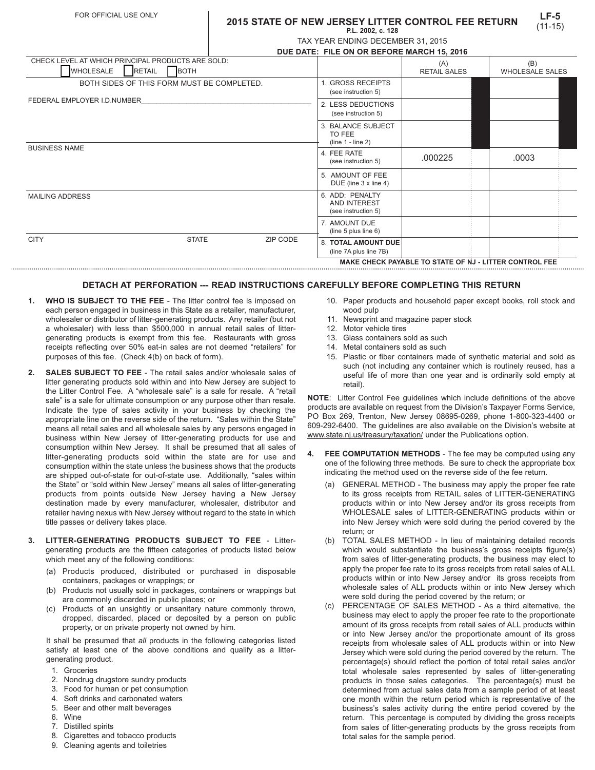FOR OFFICIAL USE ONLY

# 2015 STATE OF NEW JERSEY LITTER CONTROL FEE RETURN

**LF-5** (11-15)

P.L. 2002, c. 128

TAX YEAR ENDING DECEMBER 31, 2015

**DUE DATE: FILE ON OR BEFORE MARCH 15, 2016**

CHECK LEVEL AT WHICH PRINCIPAL PRODUCTS ARE SOLD:
☐ WHOLESALE ☐ RETAIL ☐ BOTH

BOTH SIDES OF THIS FORM MUST BE COMPLETED.

FEDERAL EMPLOYER I.D.NUMBER ____________________

BUSINESS NAME

MAILING ADDRESS

CITY STATE ZIP CODE

| | (A) RETAIL SALES | (B) WHOLESALE SALES |
|---|---|---|
| 1. GROSS RECEIPTS (see instruction 5) | | |
| 2. LESS DEDUCTIONS (see instruction 5) | | |
| 3. BALANCE SUBJECT TO FEE (line 1 - line 2) | | |
| 4. FEE RATE (see instruction 5) | .000225 | .0003 |
| 5. AMOUNT OF FEE DUE (line 3 x line 4) | | |
| 6. ADD: PENALTY AND INTEREST (see instruction 5) | | |
| 7. AMOUNT DUE (line 5 plus line 6) | | |
| 8. **TOTAL AMOUNT DUE** (line 7A plus line 7B) | | |

**MAKE CHECK PAYABLE TO STATE OF NJ - LITTER CONTROL FEE**

## DETACH AT PERFORATION --- READ INSTRUCTIONS CAREFULLY BEFORE COMPLETING THIS RETURN

1. **WHO IS SUBJECT TO THE FEE** - The litter control fee is imposed on each person engaged in business in this State as a retailer, manufacturer, wholesaler or distributor of litter-generating products. Any retailer (but not a wholesaler) with less than $500,000 in annual retail sales of litter-generating products is exempt from this fee. Restaurants with gross receipts reflecting over 50% eat-in sales are not deemed "retailers" for purposes of this fee. (Check 4(b) on back of form).

2. **SALES SUBJECT TO FEE** - The retail sales and/or wholesale sales of litter generating products sold within and into New Jersey are subject to the Litter Control Fee. A "wholesale sale" is a sale for resale. A "retail sale" is a sale for ultimate consumption or any purpose other than resale. Indicate the type of sales activity in your business by checking the appropriate line on the reverse side of the return. "Sales within the State" means all retail sales and all wholesale sales by any persons engaged in business within New Jersey of litter-generating products for use and consumption within New Jersey. It shall be presumed that all sales of litter-generating products sold within the state are for use and consumption within the state unless the business shows that the products are shipped out-of-state for out-of-state use. Additionally, "sales within the State" or "sold within New Jersey" means all sales of litter-generating products from points outside New Jersey having a New Jersey destination made by every manufacturer, wholesaler, distributor and retailer having nexus with New Jersey without regard to the state in which title passes or delivery takes place.

3. **LITTER-GENERATING PRODUCTS SUBJECT TO FEE** - Litter-generating products are the fifteen categories of products listed below which meet any of the following conditions:
   (a) Products produced, distributed or purchased in disposable containers, packages or wrappings; or
   (b) Products not usually sold in packages, containers or wrappings but are commonly discarded in public places; or
   (c) Products of an unsightly or unsanitary nature commonly thrown, dropped, discarded, placed or deposited by a person on public property, or on private property not owned by him.

   It shall be presumed that *all* products in the following categories listed satisfy at least one of the above conditions and qualify as a litter-generating product.

   1. Groceries
   2. Nondrug drugstore sundry products
   3. Food for human or pet consumption
   4. Soft drinks and carbonated waters
   5. Beer and other malt beverages
   6. Wine
   7. Distilled spirits
   8. Cigarettes and tobacco products
   9. Cleaning agents and toiletries
   10. Paper products and household paper except books, roll stock and wood pulp
   11. Newsprint and magazine paper stock
   12. Motor vehicle tires
   13. Glass containers sold as such
   14. Metal containers sold as such
   15. Plastic or fiber containers made of synthetic material and sold as such (not including any container which is routinely reused, has a useful life of more than one year and is ordinarily sold empty at retail).

**NOTE**: Litter Control Fee guidelines which include definitions of the above products are available on request from the Division's Taxpayer Forms Service, PO Box 269, Trenton, New Jersey 08695-0269, phone 1-800-323-4400 or 609-292-6400. The guidelines are also available on the Division's website at www.state.nj.us/treasury/taxation/ under the Publications option.

4. **FEE COMPUTATION METHODS** - The fee may be computed using any one of the following three methods. Be sure to check the appropriate box indicating the method used on the reverse side of the fee return.
   (a) GENERAL METHOD - The business may apply the proper fee rate to its gross receipts from RETAIL sales of LITTER-GENERATING products within or into New Jersey and/or its gross receipts from WHOLESALE sales of LITTER-GENERATING products within or into New Jersey which were sold during the period covered by the return; or
   (b) TOTAL SALES METHOD - In lieu of maintaining detailed records which would substantiate the business's gross receipts figure(s) from sales of litter-generating products, the business may elect to apply the proper fee rate to its gross receipts from retail sales of ALL products within or into New Jersey and/or its gross receipts from wholesale sales of ALL products within or into New Jersey which were sold during the period covered by the return; or
   (c) PERCENTAGE OF SALES METHOD - As a third alternative, the business may elect to apply the proper fee rate to the proportionate amount of its gross receipts from retail sales of ALL products within or into New Jersey and/or the proportionate amount of its gross receipts from wholesale sales of ALL products within or into New Jersey which were sold during the period covered by the return. The percentage(s) should reflect the portion of total retail sales and/or total wholesale sales represented by sales of litter-generating products in those sales categories. The percentage(s) must be determined from actual sales data from a sample period of at least one month within the return period which is representative of the business's sales activity during the entire period covered by the return. This percentage is computed by dividing the gross receipts from sales of litter-generating products by the gross receipts from total sales for the sample period.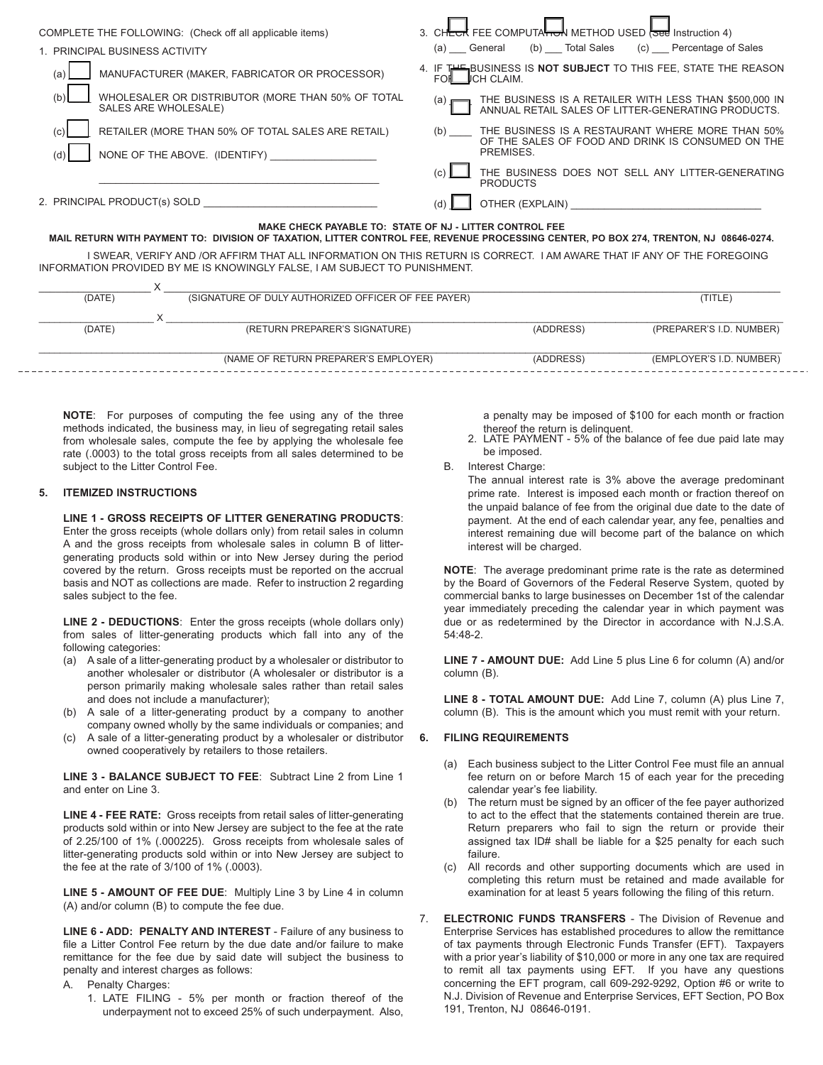COMPLETE THE FOLLOWING: (Check off all applicable items)

1. PRINCIPAL BUSINESS ACTIVITY

   (a) ☐ MANUFACTURER (MAKER, FABRICATOR OR PROCESSOR)

   (b) ☐ WHOLESALER OR DISTRIBUTOR (MORE THAN 50% OF TOTAL SALES ARE WHOLESALE)

   (c) ☐ RETAILER (MORE THAN 50% OF TOTAL SALES ARE RETAIL)

   (d) ☐ NONE OF THE ABOVE. (IDENTIFY) ___________________

   ___________________________________________________

2. PRINCIPAL PRODUCT(s) SOLD _______________________________

3. CHECK FEE COMPUTATION METHOD USED (See Instruction 4)

   (a) ☐ General (b) ☐ Total Sales (c) ☐ Percentage of Sales

4. IF THE BUSINESS IS **NOT SUBJECT** TO THIS FEE, STATE THE REASON FOR SUCH CLAIM.

   (a) ☐ THE BUSINESS IS A RETAILER WITH LESS THAN $500,000 IN ANNUAL RETAIL SALES OF LITTER-GENERATING PRODUCTS.

   (b) ____ THE BUSINESS IS A RESTAURANT WHERE MORE THAN 50% OF THE SALES OF FOOD AND DRINK IS CONSUMED ON THE PREMISES.

   (c) ☐ THE BUSINESS DOES NOT SELL ANY LITTER-GENERATING PRODUCTS

   (d) ☐ OTHER (EXPLAIN) _________________________________

**MAKE CHECK PAYABLE TO: STATE OF NJ - LITTER CONTROL FEE**
**MAIL RETURN WITH PAYMENT TO: DIVISION OF TAXATION, LITTER CONTROL FEE, REVENUE PROCESSING CENTER, PO BOX 274, TRENTON, NJ 08646-0274.**

I SWEAR, VERIFY AND /OR AFFIRM THAT ALL INFORMATION ON THIS RETURN IS CORRECT. I AM AWARE THAT IF ANY OF THE FOREGOING INFORMATION PROVIDED BY ME IS KNOWINGLY FALSE, I AM SUBJECT TO PUNISHMENT.

_________________ X ________________________________________________________________ ________________
(DATE) (SIGNATURE OF DULY AUTHORIZED OFFICER OF FEE PAYER) (TITLE)

_________________ X ________________________________________________________________ ________________
(DATE) (RETURN PREPARER'S SIGNATURE) (ADDRESS) (PREPARER'S I.D. NUMBER)

____________________________________________________________________________________________________
(NAME OF RETURN PREPARER'S EMPLOYER) (ADDRESS) (EMPLOYER'S I.D. NUMBER)

---

**NOTE**: For purposes of computing the fee using any of the three methods indicated, the business may, in lieu of segregating retail sales from wholesale sales, compute the fee by applying the wholesale fee rate (.0003) to the total gross receipts from all sales determined to be subject to the Litter Control Fee.

## 5. ITEMIZED INSTRUCTIONS

**LINE 1 - GROSS RECEIPTS OF LITTER GENERATING PRODUCTS**: Enter the gross receipts (whole dollars only) from retail sales in column A and the gross receipts from wholesale sales in column B of litter-generating products sold within or into New Jersey during the period covered by the return. Gross receipts must be reported on the accrual basis and NOT as collections are made. Refer to instruction 2 regarding sales subject to the fee.

**LINE 2 - DEDUCTIONS**: Enter the gross receipts (whole dollars only) from sales of litter-generating products which fall into any of the following categories:

(a) A sale of a litter-generating product by a wholesaler or distributor to another wholesaler or distributor (A wholesaler or distributor is a person primarily making wholesale sales rather than retail sales and does not include a manufacturer);
(b) A sale of a litter-generating product by a company to another company owned wholly by the same individuals or companies; and
(c) A sale of a litter-generating product by a wholesaler or distributor owned cooperatively by retailers to those retailers.

**LINE 3 - BALANCE SUBJECT TO FEE**: Subtract Line 2 from Line 1 and enter on Line 3.

**LINE 4 - FEE RATE:** Gross receipts from retail sales of litter-generating products sold within or into New Jersey are subject to the fee at the rate of 2.25/100 of 1% (.000225). Gross receipts from wholesale sales of litter-generating products sold within or into New Jersey are subject to the fee at the rate of 3/100 of 1% (.0003).

**LINE 5 - AMOUNT OF FEE DUE**: Multiply Line 3 by Line 4 in column (A) and/or column (B) to compute the fee due.

**LINE 6 - ADD: PENALTY AND INTEREST** - Failure of any business to file a Litter Control Fee return by the due date and/or failure to make remittance for the fee due by said date will subject the business to penalty and interest charges as follows:

A. Penalty Charges:
   1. LATE FILING - 5% per month or fraction thereof of the underpayment not to exceed 25% of such underpayment. Also, a penalty may be imposed of $100 for each month or fraction thereof the return is delinquent.
   2. LATE PAYMENT - 5% of the balance of fee due paid late may be imposed.

B. Interest Charge:
   The annual interest rate is 3% above the average predominant prime rate. Interest is imposed each month or fraction thereof on the unpaid balance of fee from the original due date to the date of payment. At the end of each calendar year, any fee, penalties and interest remaining due will become part of the balance on which interest will be charged.

**NOTE**: The average predominant prime rate is the rate as determined by the Board of Governors of the Federal Reserve System, quoted by commercial banks to large businesses on December 1st of the calendar year immediately preceding the calendar year in which payment was due or as redetermined by the Director in accordance with N.J.S.A. 54:48-2.

**LINE 7 - AMOUNT DUE:** Add Line 5 plus Line 6 for column (A) and/or column (B).

**LINE 8 - TOTAL AMOUNT DUE:** Add Line 7, column (A) plus Line 7, column (B). This is the amount which you must remit with your return.

## 6. FILING REQUIREMENTS

(a) Each business subject to the Litter Control Fee must file an annual fee return on or before March 15 of each year for the preceding calendar year's fee liability.
(b) The return must be signed by an officer of the fee payer authorized to act to the effect that the statements contained therein are true. Return preparers who fail to sign the return or provide their assigned tax ID# shall be liable for a $25 penalty for each such failure.
(c) All records and other supporting documents which are used in completing this return must be retained and made available for examination for at least 5 years following the filing of this return.

## 7. ELECTRONIC FUNDS TRANSFERS

**ELECTRONIC FUNDS TRANSFERS** - The Division of Revenue and Enterprise Services has established procedures to allow the remittance of tax payments through Electronic Funds Transfer (EFT). Taxpayers with a prior year's liability of $10,000 or more in any one tax are required to remit all tax payments using EFT. If you have any questions concerning the EFT program, call 609-292-9292, Option #6 or write to N.J. Division of Revenue and Enterprise Services, EFT Section, PO Box 191, Trenton, NJ 08646-0191.